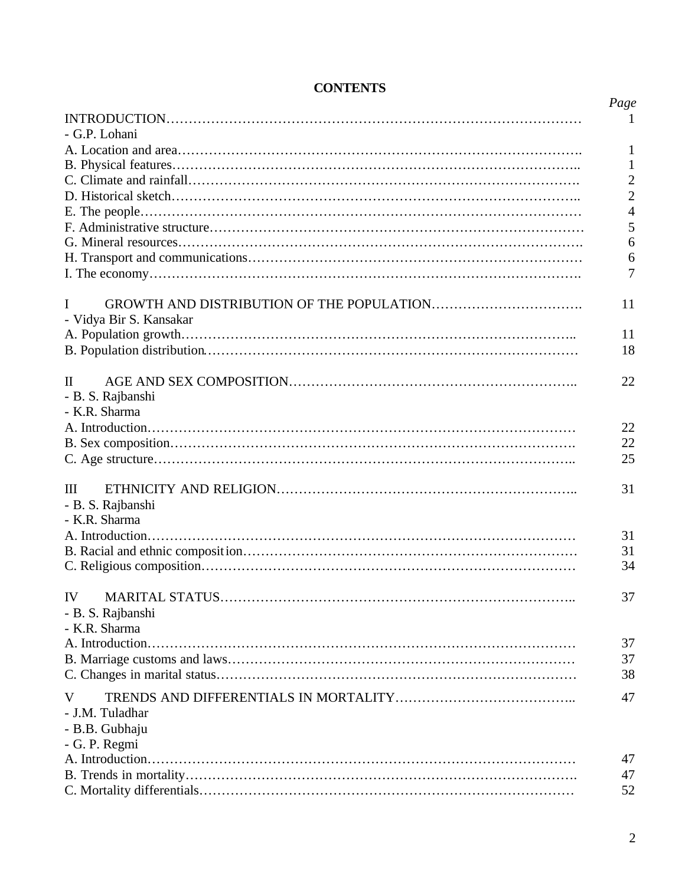# CONTENTS

| | Page |
|---|---|
| INTRODUCTION | 1 |
| - G.P. Lohani | |
| A. Location and area | 1 |
| B. Physical features | 1 |
| C. Climate and rainfall | 2 |
| D. Historical sketch | 2 |
| E. The people | 4 |
| F. Administrative structure | 5 |
| G. Mineral resources | 6 |
| H. Transport and communications | 6 |
| I. The economy | 7 |
| I GROWTH AND DISTRIBUTION OF THE POPULATION | 11 |
| - Vidya Bir S. Kansakar | |
| A. Population growth | 11 |
| B. Population distribution | 18 |
| II AGE AND SEX COMPOSITION | 22 |
| - B. S. Rajbanshi | |
| - K.R. Sharma | |
| A. Introduction | 22 |
| B. Sex composition | 22 |
| C. Age structure | 25 |
| III ETHNICITY AND RELIGION | 31 |
| - B. S. Rajbanshi | |
| - K.R. Sharma | |
| A. Introduction | 31 |
| B. Racial and ethnic composition | 31 |
| C. Religious composition | 34 |
| IV MARITAL STATUS | 37 |
| - B. S. Rajbanshi | |
| - K.R. Sharma | |
| A. Introduction | 37 |
| B. Marriage customs and laws | 37 |
| C. Changes in marital status | 38 |
| V TRENDS AND DIFFERENTIALS IN MORTALITY | 47 |
| - J.M. Tuladhar | |
| - B.B. Gubhaju | |
| - G. P. Regmi | |
| A. Introduction | 47 |
| B. Trends in mortality | 47 |
| C. Mortality differentials | 52 |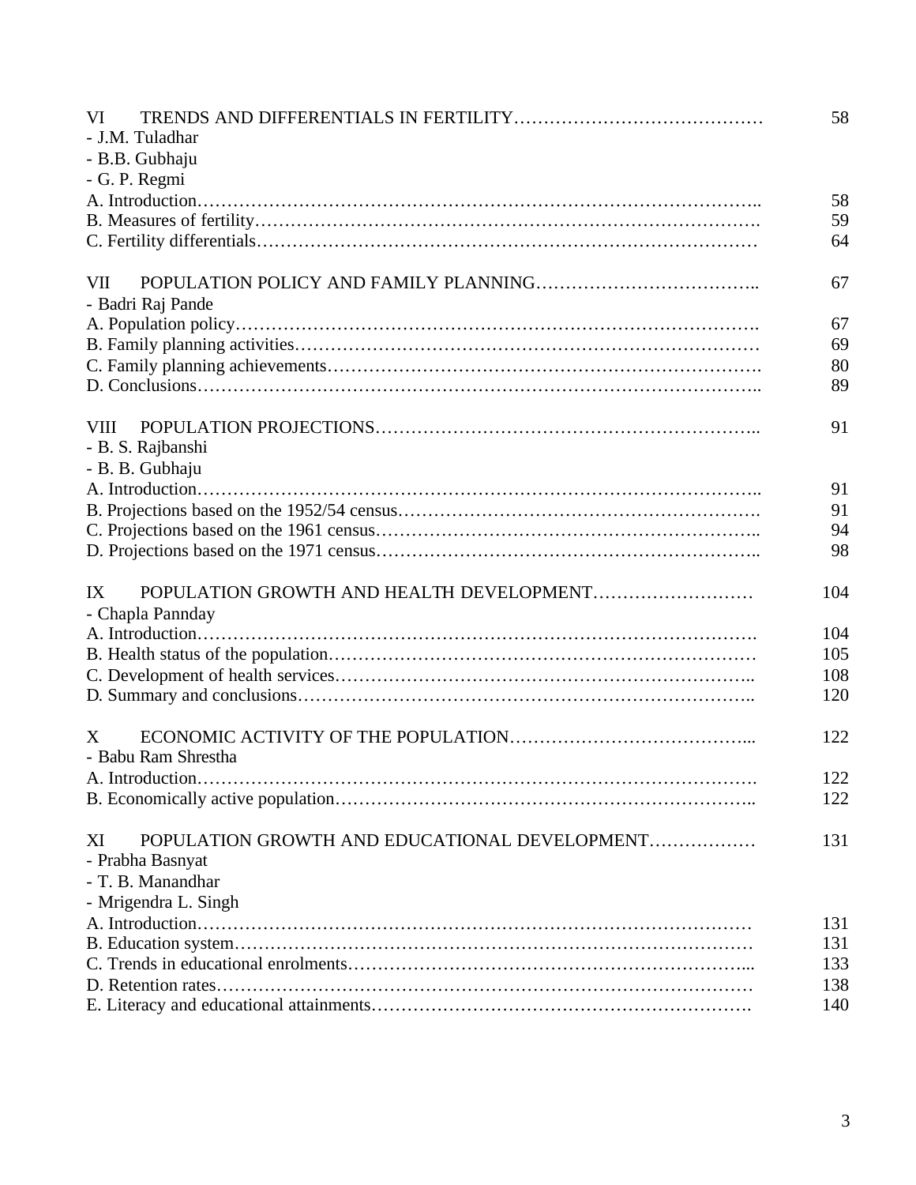| | |
|---|---|
| VI TRENDS AND DIFFERENTIALS IN FERTILITY…………………………………… | 58 |
| - J.M. Tuladhar | |
| - B.B. Gubhaju | |
| - G. P. Regmi | |
| A. Introduction……………………………………………………………………………….. | 58 |
| B. Measures of fertility………………………………………………………………………. | 59 |
| C. Fertility differentials……………………………………………………………………… | 64 |
| | |
| VII POPULATION POLICY AND FAMILY PLANNING……………………………….. | 67 |
| - Badri Raj Pande | |
| A. Population policy………………………………………………………………………. | 67 |
| B. Family planning activities…………………………………………………………………… | 69 |
| C. Family planning achievements………………………………………………………………. | 80 |
| D. Conclusions……………………………………………………………………………….. | 89 |
| | |
| VIII POPULATION PROJECTIONS…………………………………………………….. | 91 |
| - B. S. Rajbanshi | |
| - B. B. Gubhaju | |
| A. Introduction……………………………………………………………………………….. | 91 |
| B. Projections based on the 1952/54 census…………………………………………………. | 91 |
| C. Projections based on the 1961 census…………………………………………………….. | 94 |
| D. Projections based on the 1971 census…………………………………………………….. | 98 |
| | |
| IX POPULATION GROWTH AND HEALTH DEVELOPMENT……………………… | 104 |
| - Chapla Pannday | |
| A. Introduction………………………………………………………………………………. | 104 |
| B. Health status of the population……………………………………………………………… | 105 |
| C. Development of health services………………………………………………………….. | 108 |
| D. Summary and conclusions……………………………………………………………….. | 120 |
| | |
| X ECONOMIC ACTIVITY OF THE POPULATION…………………………………... | 122 |
| - Babu Ram Shrestha | |
| A. Introduction………………………………………………………………………………. | 122 |
| B. Economically active population………………………………………………………….. | 122 |
| | |
| XI POPULATION GROWTH AND EDUCATIONAL DEVELOPMENT……………… | 131 |
| - Prabha Basnyat | |
| - T. B. Manandhar | |
| - Mrigendra L. Singh | |
| A. Introduction……………………………………………………………………………… | 131 |
| B. Education system………………………………………………………………………… | 131 |
| C. Trends in educational enrolments………………………………………………………... | 133 |
| D. Retention rates…………………………………………………………………………… | 138 |
| E. Literacy and educational attainments……………………………………………………. | 140 |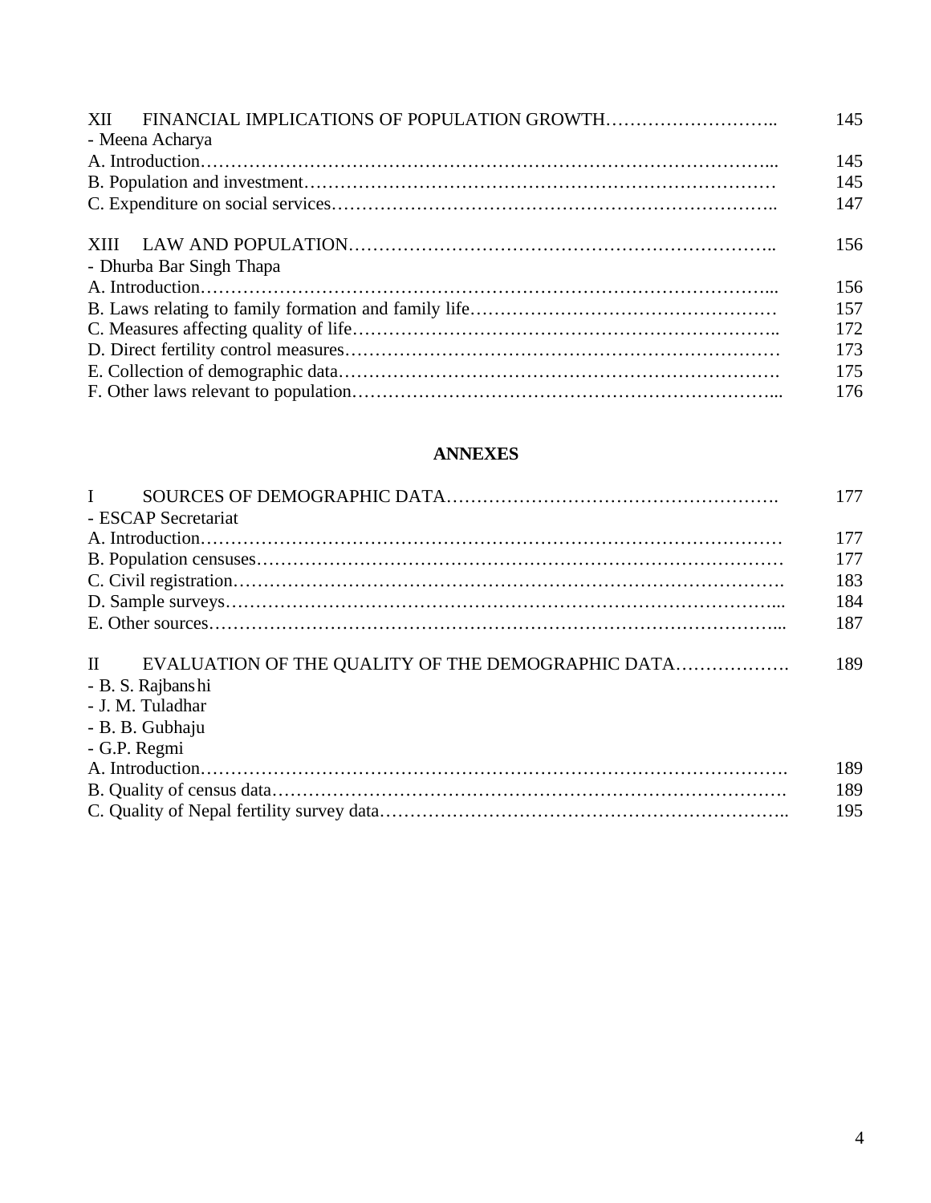XII FINANCIAL IMPLICATIONS OF POPULATION GROWTH……………………….. 145
- Meena Acharya

A. Introduction…………………………………………………………………………….... 145
B. Population and investment……………………………………………………………… 145
C. Expenditure on social services……………………………………………………….. 147

XIII LAW AND POPULATION………………………………………………………….. 156
- Dhurba Bar Singh Thapa

A. Introduction…………………………………………………………………………….... 156
B. Laws relating to family formation and family life……………………………………… 157
C. Measures affecting quality of life……………………………………………………….. 172
D. Direct fertility control measures………………………………………………………… 173
E. Collection of demographic data………………………………………………………… 175
F. Other laws relevant to population……………………………………………………….... 176

## ANNEXES

I SOURCES OF DEMOGRAPHIC DATA………………………………………………. 177
- ESCAP Secretariat

A. Introduction……………………………………………………………………………… 177
B. Population censuses……………………………………………………………………… 177
C. Civil registration…………………………………………………………………………. 183
D. Sample surveys………………………………………………………………………….... 184
E. Other sources…………………………………………………………………………….... 187

II EVALUATION OF THE QUALITY OF THE DEMOGRAPHIC DATA………………. 189
- B. S. Rajbanshi
- J. M. Tuladhar
- B. B. Gubhaju
- G.P. Regmi

A. Introduction……………………………………………………………………………… 189
B. Quality of census data…………………………………………………………………… 189
C. Quality of Nepal fertility survey data………………………………………………….. 195